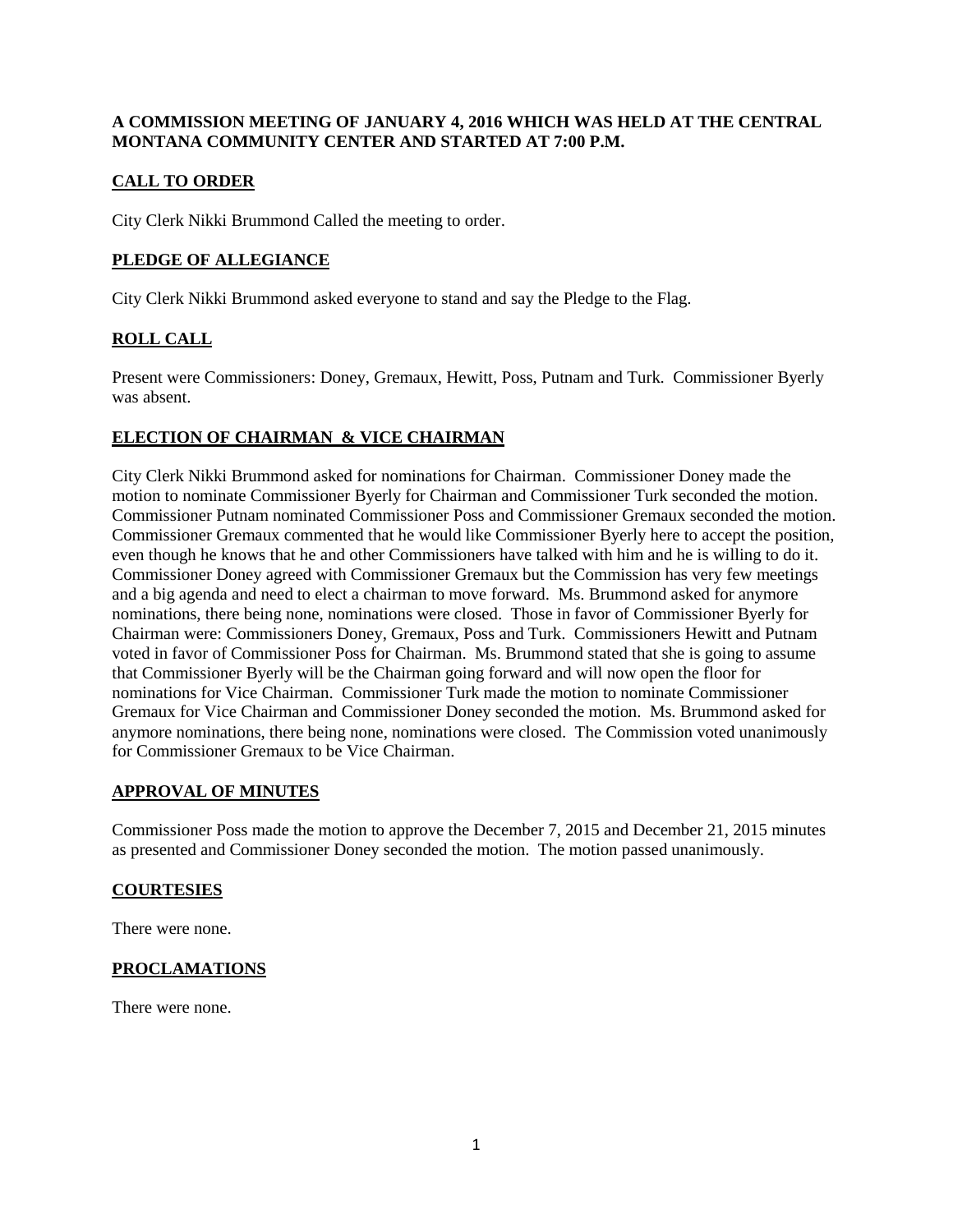**A COMMISSION MEETING OF JANUARY 4, 2016 WHICH WAS HELD AT THE CENTRAL MONTANA COMMUNITY CENTER AND STARTED AT 7:00 P.M.**

## CALL TO ORDER

City Clerk Nikki Brummond Called the meeting to order.

## PLEDGE OF ALLEGIANCE

City Clerk Nikki Brummond asked everyone to stand and say the Pledge to the Flag.

## ROLL CALL

Present were Commissioners: Doney, Gremaux, Hewitt, Poss, Putnam and Turk. Commissioner Byerly was absent.

## ELECTION OF CHAIRMAN & VICE CHAIRMAN

City Clerk Nikki Brummond asked for nominations for Chairman. Commissioner Doney made the motion to nominate Commissioner Byerly for Chairman and Commissioner Turk seconded the motion. Commissioner Putnam nominated Commissioner Poss and Commissioner Gremaux seconded the motion. Commissioner Gremaux commented that he would like Commissioner Byerly here to accept the position, even though he knows that he and other Commissioners have talked with him and he is willing to do it. Commissioner Doney agreed with Commissioner Gremaux but the Commission has very few meetings and a big agenda and need to elect a chairman to move forward. Ms. Brummond asked for anymore nominations, there being none, nominations were closed. Those in favor of Commissioner Byerly for Chairman were: Commissioners Doney, Gremaux, Poss and Turk. Commissioners Hewitt and Putnam voted in favor of Commissioner Poss for Chairman. Ms. Brummond stated that she is going to assume that Commissioner Byerly will be the Chairman going forward and will now open the floor for nominations for Vice Chairman. Commissioner Turk made the motion to nominate Commissioner Gremaux for Vice Chairman and Commissioner Doney seconded the motion. Ms. Brummond asked for anymore nominations, there being none, nominations were closed. The Commission voted unanimously for Commissioner Gremaux to be Vice Chairman.

## APPROVAL OF MINUTES

Commissioner Poss made the motion to approve the December 7, 2015 and December 21, 2015 minutes as presented and Commissioner Doney seconded the motion. The motion passed unanimously.

## COURTESIES

There were none.

## PROCLAMATIONS

There were none.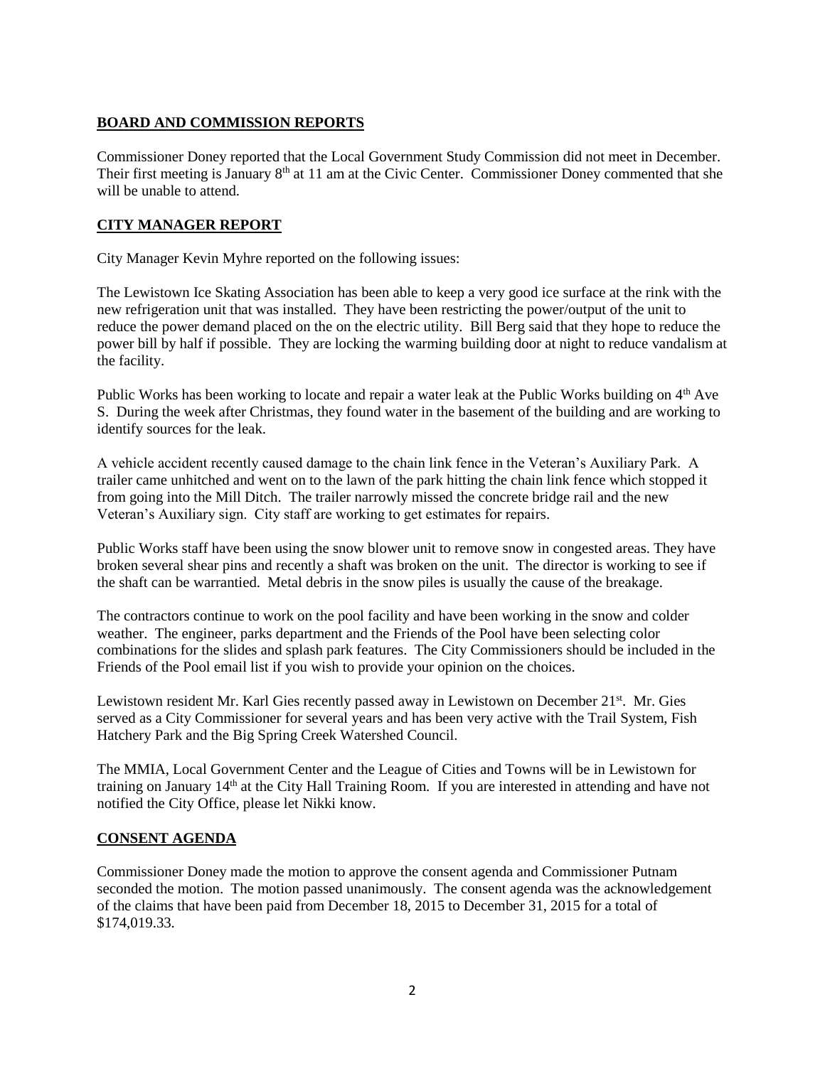## BOARD AND COMMISSION REPORTS

Commissioner Doney reported that the Local Government Study Commission did not meet in December. Their first meeting is January 8th at 11 am at the Civic Center. Commissioner Doney commented that she will be unable to attend.

## CITY MANAGER REPORT

City Manager Kevin Myhre reported on the following issues:

The Lewistown Ice Skating Association has been able to keep a very good ice surface at the rink with the new refrigeration unit that was installed. They have been restricting the power/output of the unit to reduce the power demand placed on the on the electric utility. Bill Berg said that they hope to reduce the power bill by half if possible. They are locking the warming building door at night to reduce vandalism at the facility.

Public Works has been working to locate and repair a water leak at the Public Works building on 4th Ave S. During the week after Christmas, they found water in the basement of the building and are working to identify sources for the leak.

A vehicle accident recently caused damage to the chain link fence in the Veteran's Auxiliary Park. A trailer came unhitched and went on to the lawn of the park hitting the chain link fence which stopped it from going into the Mill Ditch. The trailer narrowly missed the concrete bridge rail and the new Veteran's Auxiliary sign. City staff are working to get estimates for repairs.

Public Works staff have been using the snow blower unit to remove snow in congested areas. They have broken several shear pins and recently a shaft was broken on the unit. The director is working to see if the shaft can be warrantied. Metal debris in the snow piles is usually the cause of the breakage.

The contractors continue to work on the pool facility and have been working in the snow and colder weather. The engineer, parks department and the Friends of the Pool have been selecting color combinations for the slides and splash park features. The City Commissioners should be included in the Friends of the Pool email list if you wish to provide your opinion on the choices.

Lewistown resident Mr. Karl Gies recently passed away in Lewistown on December 21st. Mr. Gies served as a City Commissioner for several years and has been very active with the Trail System, Fish Hatchery Park and the Big Spring Creek Watershed Council.

The MMIA, Local Government Center and the League of Cities and Towns will be in Lewistown for training on January 14th at the City Hall Training Room. If you are interested in attending and have not notified the City Office, please let Nikki know.

## CONSENT AGENDA

Commissioner Doney made the motion to approve the consent agenda and Commissioner Putnam seconded the motion. The motion passed unanimously. The consent agenda was the acknowledgement of the claims that have been paid from December 18, 2015 to December 31, 2015 for a total of $174,019.33.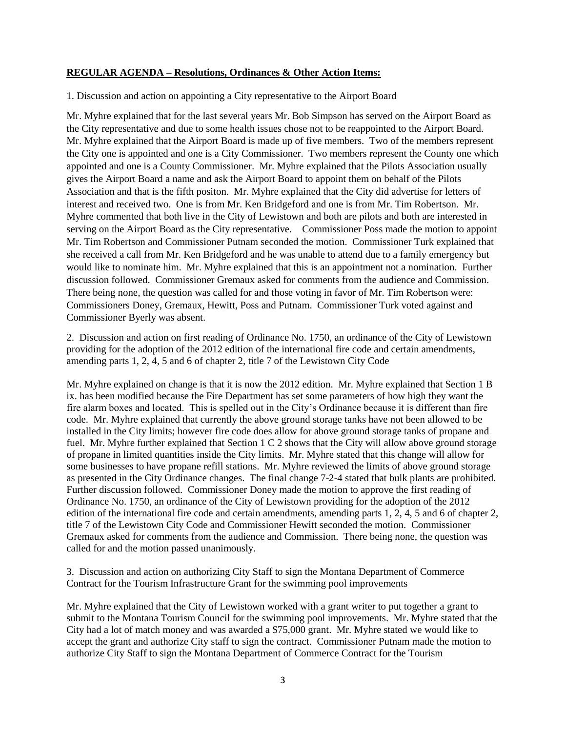**REGULAR AGENDA – Resolutions, Ordinances & Other Action Items:**

1. Discussion and action on appointing a City representative to the Airport Board

Mr. Myhre explained that for the last several years Mr. Bob Simpson has served on the Airport Board as the City representative and due to some health issues chose not to be reappointed to the Airport Board. Mr. Myhre explained that the Airport Board is made up of five members. Two of the members represent the City one is appointed and one is a City Commissioner. Two members represent the County one which appointed and one is a County Commissioner. Mr. Myhre explained that the Pilots Association usually gives the Airport Board a name and ask the Airport Board to appoint them on behalf of the Pilots Association and that is the fifth positon. Mr. Myhre explained that the City did advertise for letters of interest and received two. One is from Mr. Ken Bridgeford and one is from Mr. Tim Robertson. Mr. Myhre commented that both live in the City of Lewistown and both are pilots and both are interested in serving on the Airport Board as the City representative. Commissioner Poss made the motion to appoint Mr. Tim Robertson and Commissioner Putnam seconded the motion. Commissioner Turk explained that she received a call from Mr. Ken Bridgeford and he was unable to attend due to a family emergency but would like to nominate him. Mr. Myhre explained that this is an appointment not a nomination. Further discussion followed. Commissioner Gremaux asked for comments from the audience and Commission. There being none, the question was called for and those voting in favor of Mr. Tim Robertson were: Commissioners Doney, Gremaux, Hewitt, Poss and Putnam. Commissioner Turk voted against and Commissioner Byerly was absent.

2. Discussion and action on first reading of Ordinance No. 1750, an ordinance of the City of Lewistown providing for the adoption of the 2012 edition of the international fire code and certain amendments, amending parts 1, 2, 4, 5 and 6 of chapter 2, title 7 of the Lewistown City Code

Mr. Myhre explained on change is that it is now the 2012 edition. Mr. Myhre explained that Section 1 B ix. has been modified because the Fire Department has set some parameters of how high they want the fire alarm boxes and located. This is spelled out in the City's Ordinance because it is different than fire code. Mr. Myhre explained that currently the above ground storage tanks have not been allowed to be installed in the City limits; however fire code does allow for above ground storage tanks of propane and fuel. Mr. Myhre further explained that Section 1 C 2 shows that the City will allow above ground storage of propane in limited quantities inside the City limits. Mr. Myhre stated that this change will allow for some businesses to have propane refill stations. Mr. Myhre reviewed the limits of above ground storage as presented in the City Ordinance changes. The final change 7-2-4 stated that bulk plants are prohibited. Further discussion followed. Commissioner Doney made the motion to approve the first reading of Ordinance No. 1750, an ordinance of the City of Lewistown providing for the adoption of the 2012 edition of the international fire code and certain amendments, amending parts 1, 2, 4, 5 and 6 of chapter 2, title 7 of the Lewistown City Code and Commissioner Hewitt seconded the motion. Commissioner Gremaux asked for comments from the audience and Commission. There being none, the question was called for and the motion passed unanimously.

3. Discussion and action on authorizing City Staff to sign the Montana Department of Commerce Contract for the Tourism Infrastructure Grant for the swimming pool improvements

Mr. Myhre explained that the City of Lewistown worked with a grant writer to put together a grant to submit to the Montana Tourism Council for the swimming pool improvements. Mr. Myhre stated that the City had a lot of match money and was awarded a $75,000 grant. Mr. Myhre stated we would like to accept the grant and authorize City staff to sign the contract. Commissioner Putnam made the motion to authorize City Staff to sign the Montana Department of Commerce Contract for the Tourism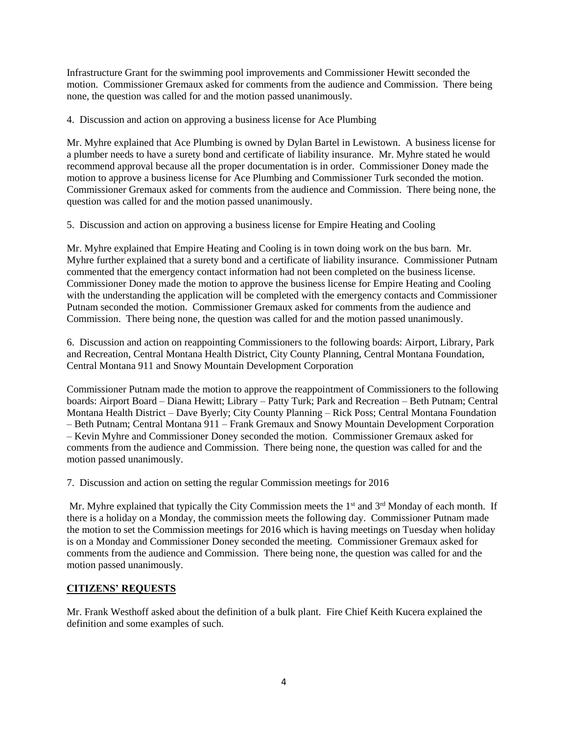Infrastructure Grant for the swimming pool improvements and Commissioner Hewitt seconded the motion. Commissioner Gremaux asked for comments from the audience and Commission. There being none, the question was called for and the motion passed unanimously.

4. Discussion and action on approving a business license for Ace Plumbing

Mr. Myhre explained that Ace Plumbing is owned by Dylan Bartel in Lewistown. A business license for a plumber needs to have a surety bond and certificate of liability insurance. Mr. Myhre stated he would recommend approval because all the proper documentation is in order. Commissioner Doney made the motion to approve a business license for Ace Plumbing and Commissioner Turk seconded the motion. Commissioner Gremaux asked for comments from the audience and Commission. There being none, the question was called for and the motion passed unanimously.

5. Discussion and action on approving a business license for Empire Heating and Cooling

Mr. Myhre explained that Empire Heating and Cooling is in town doing work on the bus barn. Mr. Myhre further explained that a surety bond and a certificate of liability insurance. Commissioner Putnam commented that the emergency contact information had not been completed on the business license. Commissioner Doney made the motion to approve the business license for Empire Heating and Cooling with the understanding the application will be completed with the emergency contacts and Commissioner Putnam seconded the motion. Commissioner Gremaux asked for comments from the audience and Commission. There being none, the question was called for and the motion passed unanimously.

6. Discussion and action on reappointing Commissioners to the following boards: Airport, Library, Park and Recreation, Central Montana Health District, City County Planning, Central Montana Foundation, Central Montana 911 and Snowy Mountain Development Corporation

Commissioner Putnam made the motion to approve the reappointment of Commissioners to the following boards: Airport Board – Diana Hewitt; Library – Patty Turk; Park and Recreation – Beth Putnam; Central Montana Health District – Dave Byerly; City County Planning – Rick Poss; Central Montana Foundation – Beth Putnam; Central Montana 911 – Frank Gremaux and Snowy Mountain Development Corporation – Kevin Myhre and Commissioner Doney seconded the motion. Commissioner Gremaux asked for comments from the audience and Commission. There being none, the question was called for and the motion passed unanimously.

7. Discussion and action on setting the regular Commission meetings for 2016

Mr. Myhre explained that typically the City Commission meets the 1st and 3rd Monday of each month. If there is a holiday on a Monday, the commission meets the following day. Commissioner Putnam made the motion to set the Commission meetings for 2016 which is having meetings on Tuesday when holiday is on a Monday and Commissioner Doney seconded the meeting. Commissioner Gremaux asked for comments from the audience and Commission. There being none, the question was called for and the motion passed unanimously.

**CITIZENS' REQUESTS**

Mr. Frank Westhoff asked about the definition of a bulk plant. Fire Chief Keith Kucera explained the definition and some examples of such.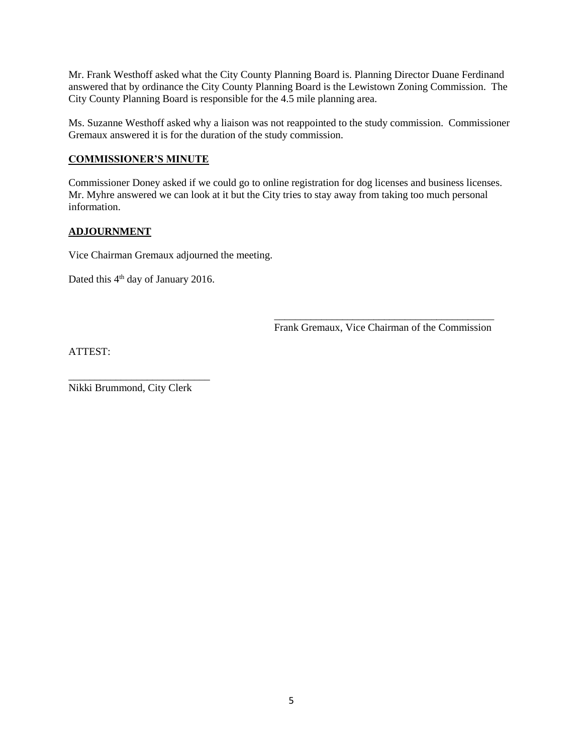Mr. Frank Westhoff asked what the City County Planning Board is. Planning Director Duane Ferdinand answered that by ordinance the City County Planning Board is the Lewistown Zoning Commission. The City County Planning Board is responsible for the 4.5 mile planning area.

Ms. Suzanne Westhoff asked why a liaison was not reappointed to the study commission. Commissioner Gremaux answered it is for the duration of the study commission.

## COMMISSIONER'S MINUTE

Commissioner Doney asked if we could go to online registration for dog licenses and business licenses. Mr. Myhre answered we can look at it but the City tries to stay away from taking too much personal information.

## ADJOURNMENT

Vice Chairman Gremaux adjourned the meeting.

Dated this 4th day of January 2016.

\_\_\_\_\_\_\_\_\_\_\_\_\_\_\_\_\_\_\_\_\_\_\_\_\_\_\_\_\_\_\_\_\_\_\_\_\_\_\_\_\_\_\_\_
Frank Gremaux, Vice Chairman of the Commission

ATTEST:

\_\_\_\_\_\_\_\_\_\_\_\_\_\_\_\_\_\_\_\_\_\_\_\_\_\_\_
Nikki Brummond, City Clerk